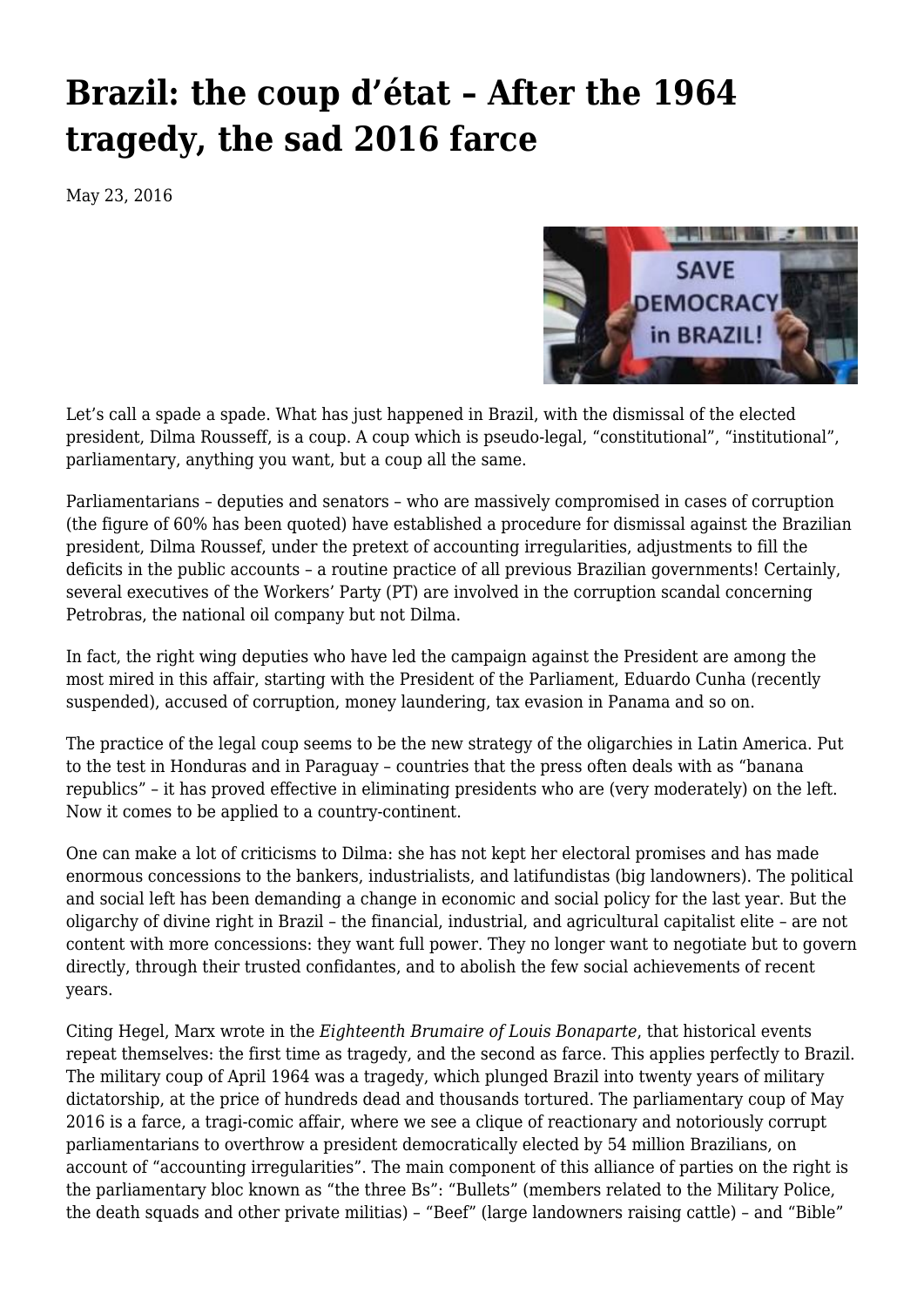# Brazil: the coup d'état – After the 1964 tragedy, the sad 2016 farce

May 23, 2016

Let's call a spade a spade. What has just happened in Brazil, with the dismissal of the elected president, Dilma Rousseff, is a coup. A coup which is pseudo-legal, "constitutional", "institutional", parliamentary, anything you want, but a coup all the same.

Parliamentarians – deputies and senators – who are massively compromised in cases of corruption (the figure of 60% has been quoted) have established a procedure for dismissal against the Brazilian president, Dilma Roussef, under the pretext of accounting irregularities, adjustments to fill the deficits in the public accounts – a routine practice of all previous Brazilian governments! Certainly, several executives of the Workers' Party (PT) are involved in the corruption scandal concerning Petrobras, the national oil company but not Dilma.

In fact, the right wing deputies who have led the campaign against the President are among the most mired in this affair, starting with the President of the Parliament, Eduardo Cunha (recently suspended), accused of corruption, money laundering, tax evasion in Panama and so on.

The practice of the legal coup seems to be the new strategy of the oligarchies in Latin America. Put to the test in Honduras and in Paraguay – countries that the press often deals with as "banana republics" – it has proved effective in eliminating presidents who are (very moderately) on the left. Now it comes to be applied to a country-continent.

One can make a lot of criticisms to Dilma: she has not kept her electoral promises and has made enormous concessions to the bankers, industrialists, and latifundistas (big landowners). The political and social left has been demanding a change in economic and social policy for the last year. But the oligarchy of divine right in Brazil – the financial, industrial, and agricultural capitalist elite – are not content with more concessions: they want full power. They no longer want to negotiate but to govern directly, through their trusted confidantes, and to abolish the few social achievements of recent years.

Citing Hegel, Marx wrote in the *Eighteenth Brumaire of Louis Bonaparte*, that historical events repeat themselves: the first time as tragedy, and the second as farce. This applies perfectly to Brazil. The military coup of April 1964 was a tragedy, which plunged Brazil into twenty years of military dictatorship, at the price of hundreds dead and thousands tortured. The parliamentary coup of May 2016 is a farce, a tragi-comic affair, where we see a clique of reactionary and notoriously corrupt parliamentarians to overthrow a president democratically elected by 54 million Brazilians, on account of "accounting irregularities". The main component of this alliance of parties on the right is the parliamentary bloc known as "the three Bs": "Bullets" (members related to the Military Police, the death squads and other private militias) – "Beef" (large landowners raising cattle) – and "Bible"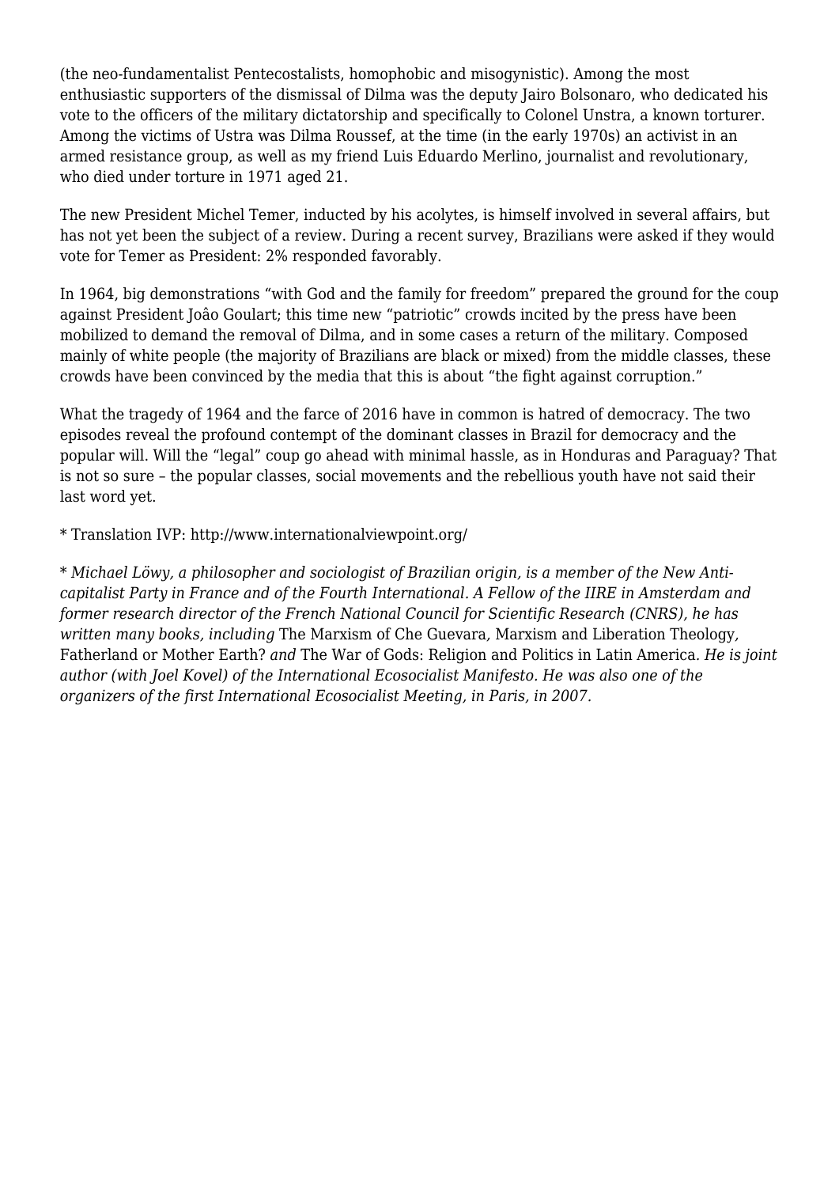(the neo-fundamentalist Pentecostalists, homophobic and misogynistic). Among the most enthusiastic supporters of the dismissal of Dilma was the deputy Jairo Bolsonaro, who dedicated his vote to the officers of the military dictatorship and specifically to Colonel Unstra, a known torturer. Among the victims of Ustra was Dilma Roussef, at the time (in the early 1970s) an activist in an armed resistance group, as well as my friend Luis Eduardo Merlino, journalist and revolutionary, who died under torture in 1971 aged 21.

The new President Michel Temer, inducted by his acolytes, is himself involved in several affairs, but has not yet been the subject of a review. During a recent survey, Brazilians were asked if they would vote for Temer as President: 2% responded favorably.

In 1964, big demonstrations "with God and the family for freedom" prepared the ground for the coup against President Joâo Goulart; this time new "patriotic" crowds incited by the press have been mobilized to demand the removal of Dilma, and in some cases a return of the military. Composed mainly of white people (the majority of Brazilians are black or mixed) from the middle classes, these crowds have been convinced by the media that this is about "the fight against corruption."

What the tragedy of 1964 and the farce of 2016 have in common is hatred of democracy. The two episodes reveal the profound contempt of the dominant classes in Brazil for democracy and the popular will. Will the "legal" coup go ahead with minimal hassle, as in Honduras and Paraguay? That is not so sure – the popular classes, social movements and the rebellious youth have not said their last word yet.

\* Translation IVP: http://www.internationalviewpoint.org/

\* *Michael Löwy, a philosopher and sociologist of Brazilian origin, is a member of the New Anti-capitalist Party in France and of the Fourth International. A Fellow of the IIRE in Amsterdam and former research director of the French National Council for Scientific Research (CNRS), he has written many books, including* The Marxism of Che Guevara, Marxism and Liberation Theology, Fatherland or Mother Earth? *and* The War of Gods: Religion and Politics in Latin America. *He is joint author (with Joel Kovel) of the International Ecosocialist Manifesto. He was also one of the organizers of the first International Ecosocialist Meeting, in Paris, in 2007.*